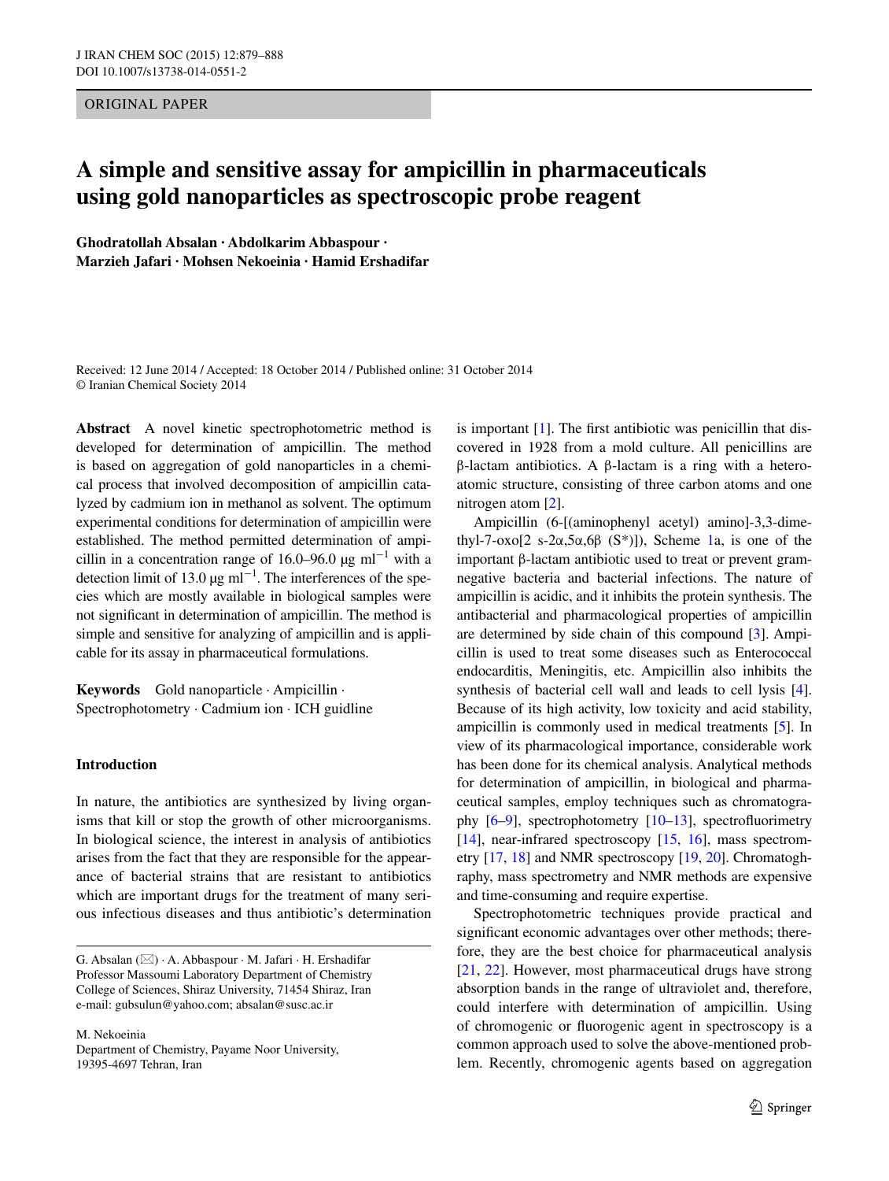ORIGINAL PAPER

# A simple and sensitive assay for ampicillin in pharmaceuticals using gold nanoparticles as spectroscopic probe reagent

**Ghodratollah Absalan · Abdolkarim Abbaspour · Marzieh Jafari · Mohsen Nekoeinia · Hamid Ershadifar**

Received: 12 June 2014 / Accepted: 18 October 2014 / Published online: 31 October 2014
© Iranian Chemical Society 2014

**Abstract** A novel kinetic spectrophotometric method is developed for determination of ampicillin. The method is based on aggregation of gold nanoparticles in a chemical process that involved decomposition of ampicillin catalyzed by cadmium ion in methanol as solvent. The optimum experimental conditions for determination of ampicillin were established. The method permitted determination of ampicillin in a concentration range of 16.0–96.0 μg $ml^{-1}$ with a detection limit of 13.0 μg $ml^{-1}$. The interferences of the species which are mostly available in biological samples were not significant in determination of ampicillin. The method is simple and sensitive for analyzing of ampicillin and is applicable for its assay in pharmaceutical formulations.

**Keywords** Gold nanoparticle · Ampicillin · Spectrophotometry · Cadmium ion · ICH guideline

## Introduction

In nature, the antibiotics are synthesized by living organisms that kill or stop the growth of other microorganisms. In biological science, the interest in analysis of antibiotics arises from the fact that they are responsible for the appearance of bacterial strains that are resistant to antibiotics which are important drugs for the treatment of many serious infectious diseases and thus antibiotic's determination is important [1]. The first antibiotic was penicillin that discovered in 1928 from a mold culture. All penicillins are β-lactam antibiotics. A β-lactam is a ring with a heteroatomic structure, consisting of three carbon atoms and one nitrogen atom [2].

Ampicillin (6-[(aminophenyl acetyl) amino]-3,3-dimethyl-7-oxo[2 s-2α,5α,6β (S*)]), Scheme 1a, is one of the important β-lactam antibiotic used to treat or prevent gram-negative bacteria and bacterial infections. The nature of ampicillin is acidic, and it inhibits the protein synthesis. The antibacterial and pharmacological properties of ampicillin are determined by side chain of this compound [3]. Ampicillin is used to treat some diseases such as Enterococcal endocarditis, Meningitis, etc. Ampicillin also inhibits the synthesis of bacterial cell wall and leads to cell lysis [4]. Because of its high activity, low toxicity and acid stability, ampicillin is commonly used in medical treatments [5]. In view of its pharmacological importance, considerable work has been done for its chemical analysis. Analytical methods for determination of ampicillin, in biological and pharmaceutical samples, employ techniques such as chromatography [6–9], spectrophotometry [10–13], spectrofluorimetry [14], near-infrared spectroscopy [15, 16], mass spectrometry [17, 18] and NMR spectroscopy [19, 20]. Chromatoghraphy, mass spectrometry and NMR methods are expensive and time-consuming and require expertise.

Spectrophotometric techniques provide practical and significant economic advantages over other methods; therefore, they are the best choice for pharmaceutical analysis [21, 22]. However, most pharmaceutical drugs have strong absorption bands in the range of ultraviolet and, therefore, could interfere with determination of ampicillin. Using of chromogenic or fluorogenic agent in spectroscopy is a common approach used to solve the above-mentioned problem. Recently, chromogenic agents based on aggregation

---

G. Absalan (✉) · A. Abbaspour · M. Jafari · H. Ershadifar
Professor Massoumi Laboratory Department of Chemistry
College of Sciences, Shiraz University, 71454 Shiraz, Iran
e-mail: gubsulun@yahoo.com; absalan@susc.ac.ir

M. Nekoeinia
Department of Chemistry, Payame Noor University,
19395-4697 Tehran, Iran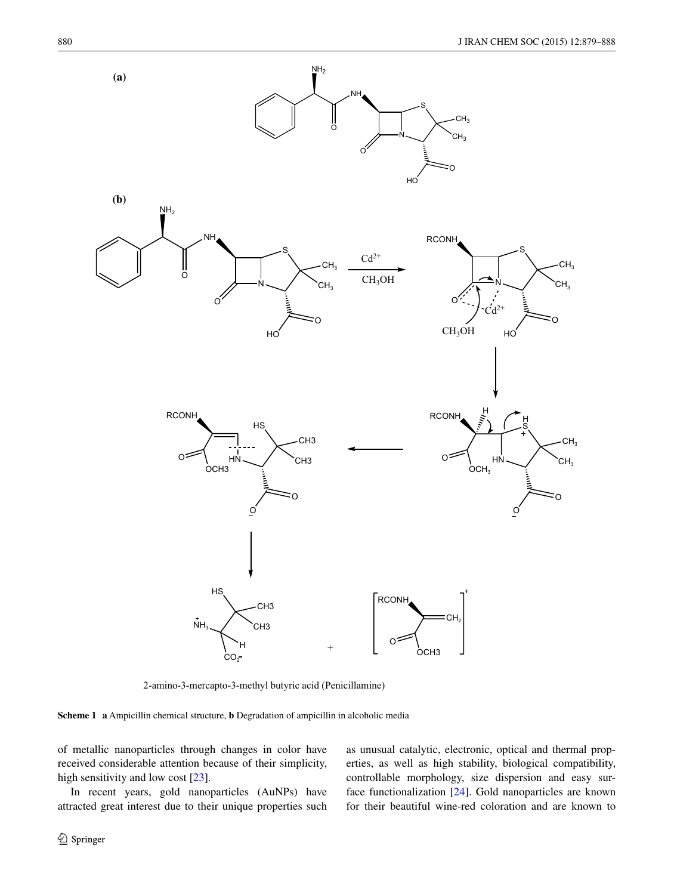Scheme 1 **a** Ampicillin chemical structure, **b** Degradation of ampicillin in alcoholic media

of metallic nanoparticles through changes in color have received considerable attention because of their simplicity, high sensitivity and low cost [23].

In recent years, gold nanoparticles (AuNPs) have attracted great interest due to their unique properties such as unusual catalytic, electronic, optical and thermal properties, as well as high stability, biological compatibility, controllable morphology, size dispersion and easy surface functionalization [24]. Gold nanoparticles are known for their beautiful wine-red coloration and are known to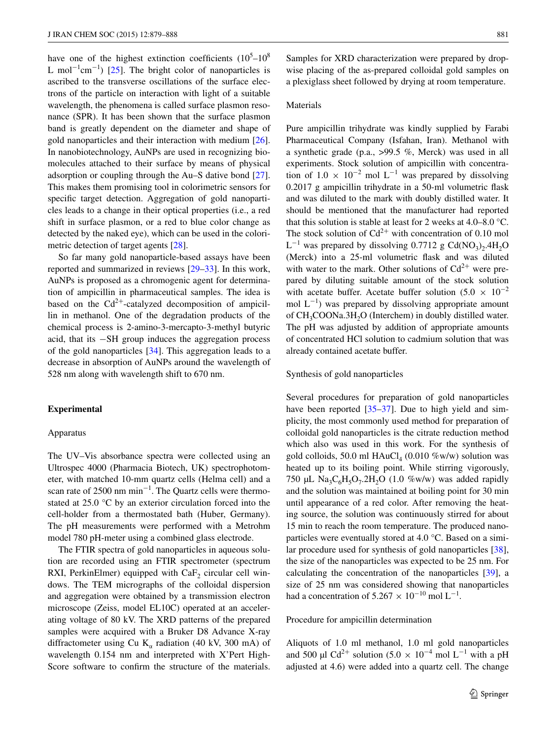have one of the highest extinction coefficients ($10^5$–$10^8$ L mol$^{-1}$cm$^{-1}$) [25]. The bright color of nanoparticles is ascribed to the transverse oscillations of the surface electrons of the particle on interaction with light of a suitable wavelength, the phenomena is called surface plasmon resonance (SPR). It has been shown that the surface plasmon band is greatly dependent on the diameter and shape of gold nanoparticles and their interaction with medium [26]. In nanobiotechnology, AuNPs are used in recognizing biomolecules attached to their surface by means of physical adsorption or coupling through the Au–S dative bond [27]. This makes them promising tool in colorimetric sensors for specific target detection. Aggregation of gold nanoparticles leads to a change in their optical properties (i.e., a red shift in surface plasmon, or a red to blue color change as detected by the naked eye), which can be used in the colorimetric detection of target agents [28].

So far many gold nanoparticle-based assays have been reported and summarized in reviews [29–33]. In this work, AuNPs is proposed as a chromogenic agent for determination of ampicillin in pharmaceutical samples. The idea is based on the $Cd^{2+}$-catalyzed decomposition of ampicillin in methanol. One of the degradation products of the chemical process is 2-amino-3-mercapto-3-methyl butyric acid, that its −SH group induces the aggregation process of the gold nanoparticles [34]. This aggregation leads to a decrease in absorption of AuNPs around the wavelength of 528 nm along with wavelength shift to 670 nm.

## Experimental

### Apparatus

The UV–Vis absorbance spectra were collected using an Ultrospec 4000 (Pharmacia Biotech, UK) spectrophotometer, with matched 10-mm quartz cells (Helma cell) and a scan rate of 2500 nm min$^{-1}$. The Quartz cells were thermostated at 25.0 °C by an exterior circulation forced into the cell-holder from a thermostated bath (Huber, Germany). The pH measurements were performed with a Metrohm model 780 pH-meter using a combined glass electrode.

The FTIR spectra of gold nanoparticles in aqueous solution are recorded using an FTIR spectrometer (spectrum RXI, PerkinElmer) equipped with $CaF_2$ circular cell windows. The TEM micrographs of the colloidal dispersion and aggregation were obtained by a transmission electron microscope (Zeiss, model EL10C) operated at an accelerating voltage of 80 kV. The XRD patterns of the prepared samples were acquired with a Bruker D8 Advance X-ray diffractometer using Cu $K_\alpha$ radiation (40 kV, 300 mA) of wavelength 0.154 nm and interpreted with X'Pert HighScore software to confirm the structure of the materials. Samples for XRD characterization were prepared by dropwise placing of the as-prepared colloidal gold samples on a plexiglass sheet followed by drying at room temperature.

### Materials

Pure ampicillin trihydrate was kindly supplied by Farabi Pharmaceutical Company (Isfahan, Iran). Methanol with a synthetic grade (p.a., >99.5 %, Merck) was used in all experiments. Stock solution of ampicillin with concentration of $1.0 \times 10^{-2}$ mol L$^{-1}$ was prepared by dissolving 0.2017 g ampicillin trihydrate in a 50-ml volumetric flask and was diluted to the mark with doubly distilled water. It should be mentioned that the manufacturer had reported that this solution is stable at least for 2 weeks at 4.0–8.0 °C. The stock solution of $Cd^{2+}$ with concentration of 0.10 mol L$^{-1}$ was prepared by dissolving 0.7712 g $Cd(NO_3)_2.4H_2O$ (Merck) into a 25-ml volumetric flask and was diluted with water to the mark. Other solutions of $Cd^{2+}$ were prepared by diluting suitable amount of the stock solution with acetate buffer. Acetate buffer solution ($5.0 \times 10^{-2}$ mol L$^{-1}$) was prepared by dissolving appropriate amount of $CH_3COONa.3H_2O$ (Interchem) in doubly distilled water. The pH was adjusted by addition of appropriate amounts of concentrated HCl solution to cadmium solution that was already contained acetate buffer.

### Synthesis of gold nanoparticles

Several procedures for preparation of gold nanoparticles have been reported [35–37]. Due to high yield and simplicity, the most commonly used method for preparation of colloidal gold nanoparticles is the citrate reduction method which also was used in this work. For the synthesis of gold colloids, 50.0 ml $HAuCl_4$ (0.010 %w/w) solution was heated up to its boiling point. While stirring vigorously, 750 µL $Na_3C_6H_5O_7.2H_2O$ (1.0 %w/w) was added rapidly and the solution was maintained at boiling point for 30 min until appearance of a red color. After removing the heating source, the solution was continuously stirred for about 15 min to reach the room temperature. The produced nanoparticles were eventually stored at 4.0 °C. Based on a similar procedure used for synthesis of gold nanoparticles [38], the size of the nanoparticles was expected to be 25 nm. For calculating the concentration of the nanoparticles [39], a size of 25 nm was considered showing that nanoparticles had a concentration of $5.267 \times 10^{-10}$ mol L$^{-1}$.

### Procedure for ampicillin determination

Aliquots of 1.0 ml methanol, 1.0 ml gold nanoparticles and 500 µl $Cd^{2+}$ solution ($5.0 \times 10^{-4}$ mol L$^{-1}$ with a pH adjusted at 4.6) were added into a quartz cell. The change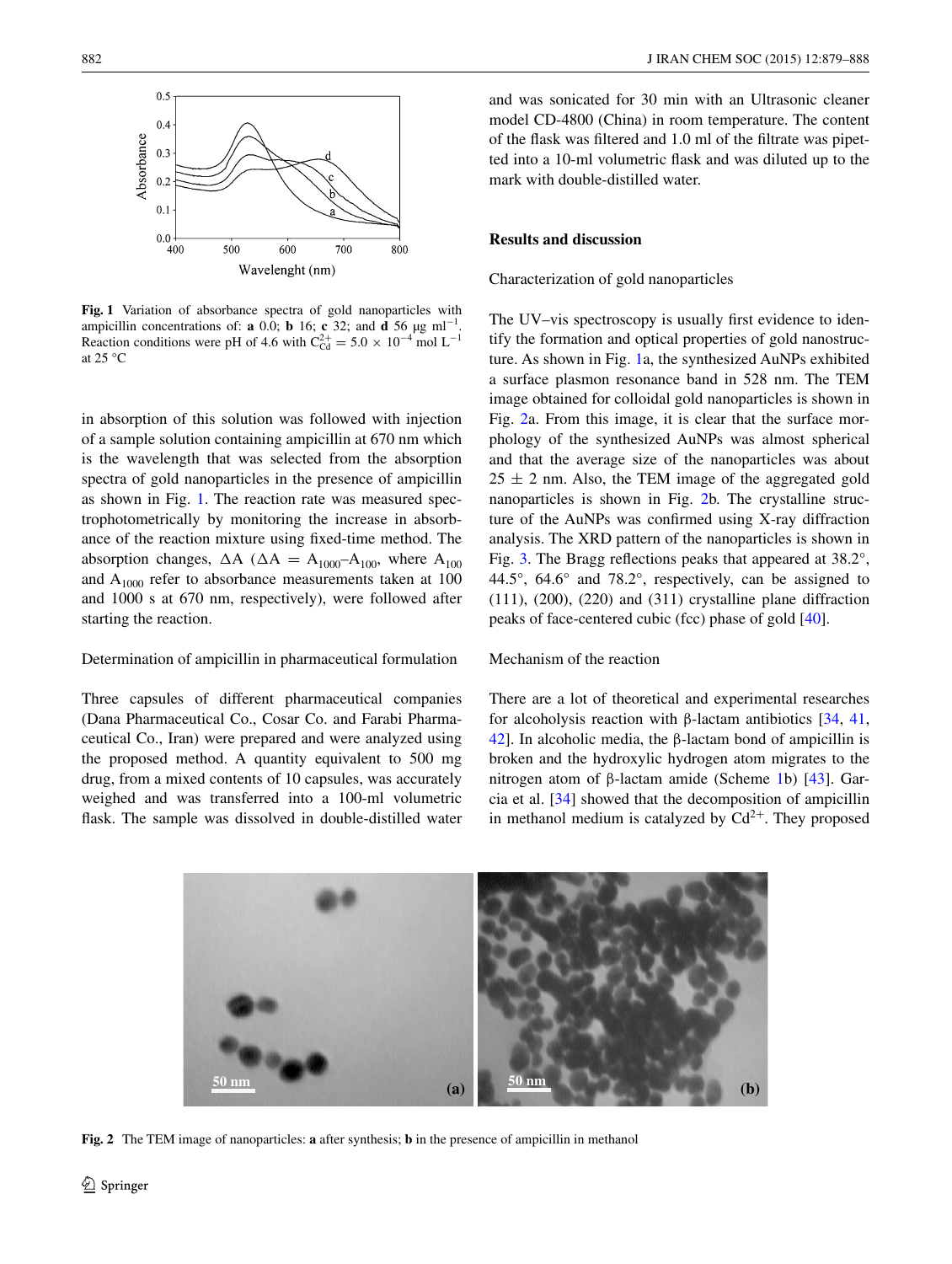Fig. 1 Variation of absorbance spectra of gold nanoparticles with ampicillin concentrations of: **a** 0.0; **b** 16; **c** 32; and **d** 56 μg $ml^{-1}$. Reaction conditions were pH of 4.6 with $C_{Cd}^{2+} = 5.0 \times 10^{-4}$ mol $L^{-1}$ at 25 °C

in absorption of this solution was followed with injection of a sample solution containing ampicillin at 670 nm which is the wavelength that was selected from the absorption spectra of gold nanoparticles in the presence of ampicillin as shown in Fig. 1. The reaction rate was measured spectrophotometrically by monitoring the increase in absorbance of the reaction mixture using fixed-time method. The absorption changes, ΔA ($\Delta A = A_{1000}–A_{100}$, where $A_{100}$ and $A_{1000}$ refer to absorbance measurements taken at 100 and 1000 s at 670 nm, respectively), were followed after starting the reaction.

### Determination of ampicillin in pharmaceutical formulation

Three capsules of different pharmaceutical companies (Dana Pharmaceutical Co., Cosar Co. and Farabi Pharmaceutical Co., Iran) were prepared and were analyzed using the proposed method. A quantity equivalent to 500 mg drug, from a mixed contents of 10 capsules, was accurately weighed and was transferred into a 100-ml volumetric flask. The sample was dissolved in double-distilled water and was sonicated for 30 min with an Ultrasonic cleaner model CD-4800 (China) in room temperature. The content of the flask was filtered and 1.0 ml of the filtrate was pipetted into a 10-ml volumetric flask and was diluted up to the mark with double-distilled water.

## Results and discussion

### Characterization of gold nanoparticles

The UV–vis spectroscopy is usually first evidence to identify the formation and optical properties of gold nanostructure. As shown in Fig. 1a, the synthesized AuNPs exhibited a surface plasmon resonance band in 528 nm. The TEM image obtained for colloidal gold nanoparticles is shown in Fig. 2a. From this image, it is clear that the surface morphology of the synthesized AuNPs was almost spherical and that the average size of the nanoparticles was about 25 ± 2 nm. Also, the TEM image of the aggregated gold nanoparticles is shown in Fig. 2b. The crystalline structure of the AuNPs was confirmed using X-ray diffraction analysis. The XRD pattern of the nanoparticles is shown in Fig. 3. The Bragg reflections peaks that appeared at 38.2°, 44.5°, 64.6° and 78.2°, respectively, can be assigned to (111), (200), (220) and (311) crystalline plane diffraction peaks of face-centered cubic (fcc) phase of gold [40].

### Mechanism of the reaction

There are a lot of theoretical and experimental researches for alcoholysis reaction with β-lactam antibiotics [34, 41, 42]. In alcoholic media, the β-lactam bond of ampicillin is broken and the hydroxylic hydrogen atom migrates to the nitrogen atom of β-lactam amide (Scheme 1b) [43]. Garcia et al. [34] showed that the decomposition of ampicillin in methanol medium is catalyzed by $Cd^{2+}$. They proposed

Fig. 2 The TEM image of nanoparticles: **a** after synthesis; **b** in the presence of ampicillin in methanol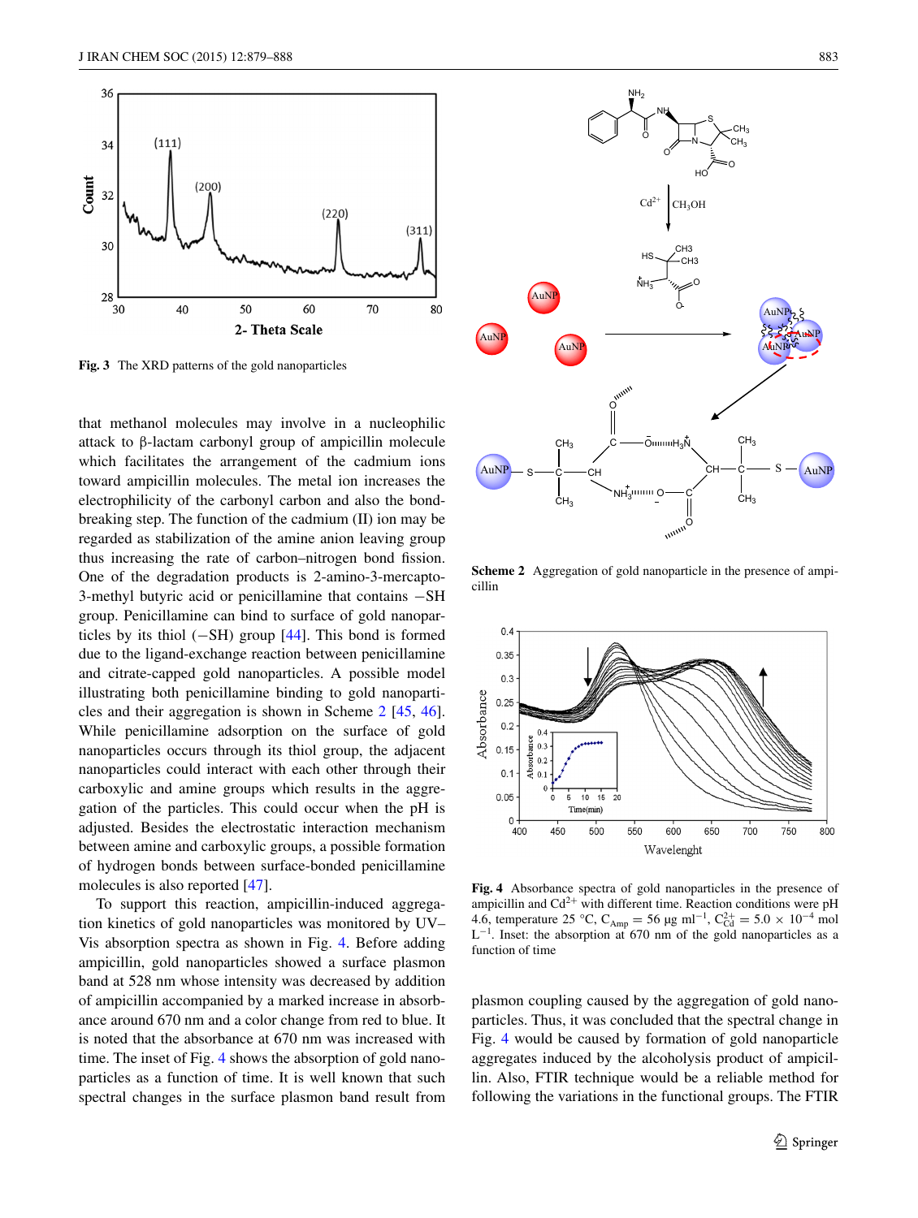Fig. 3 The XRD patterns of the gold nanoparticles

that methanol molecules may involve in a nucleophilic attack to β-lactam carbonyl group of ampicillin molecule which facilitates the arrangement of the cadmium ions toward ampicillin molecules. The metal ion increases the electrophilicity of the carbonyl carbon and also the bond-breaking step. The function of the cadmium (II) ion may be regarded as stabilization of the amine anion leaving group thus increasing the rate of carbon–nitrogen bond fission. One of the degradation products is 2-amino-3-mercapto-3-methyl butyric acid or penicillamine that contains −SH group. Penicillamine can bind to surface of gold nanoparticles by its thiol (−SH) group [44]. This bond is formed due to the ligand-exchange reaction between penicillamine and citrate-capped gold nanoparticles. A possible model illustrating both penicillamine binding to gold nanoparticles and their aggregation is shown in Scheme 2 [45, 46]. While penicillamine adsorption on the surface of gold nanoparticles occurs through its thiol group, the adjacent nanoparticles could interact with each other through their carboxylic and amine groups which results in the aggregation of the particles. This could occur when the pH is adjusted. Besides the electrostatic interaction mechanism between amine and carboxylic groups, a possible formation of hydrogen bonds between surface-bonded penicillamine molecules is also reported [47].

To support this reaction, ampicillin-induced aggregation kinetics of gold nanoparticles was monitored by UV–Vis absorption spectra as shown in Fig. 4. Before adding ampicillin, gold nanoparticles showed a surface plasmon band at 528 nm whose intensity was decreased by addition of ampicillin accompanied by a marked increase in absorbance around 670 nm and a color change from red to blue. It is noted that the absorbance at 670 nm was increased with time. The inset of Fig. 4 shows the absorption of gold nanoparticles as a function of time. It is well known that such spectral changes in the surface plasmon band result from plasmon coupling caused by the aggregation of gold nanoparticles. Thus, it was concluded that the spectral change in Fig. 4 would be caused by formation of gold nanoparticle aggregates induced by the alcoholysis product of ampicillin. Also, FTIR technique would be a reliable method for following the variations in the functional groups. The FTIR

Scheme 2 Aggregation of gold nanoparticle in the presence of ampicillin

Fig. 4 Absorbance spectra of gold nanoparticles in the presence of ampicillin and $Cd^{2+}$ with different time. Reaction conditions were pH 4.6, temperature 25 °C, $C_{Amp}$ = 56 μg ml$^{-1}$, $C_{Cd}^{2+}$ = 5.0 × 10$^{-4}$ mol L$^{-1}$. Inset: the absorption at 670 nm of the gold nanoparticles as a function of time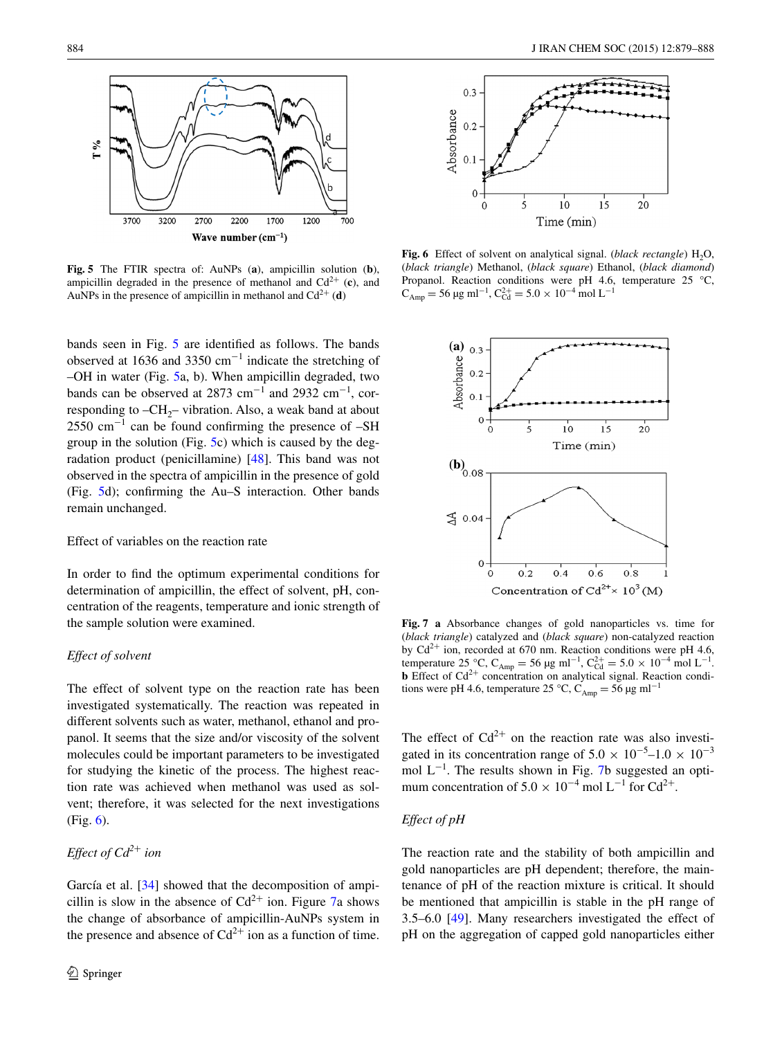Fig. 5 The FTIR spectra of: AuNPs (**a**), ampicillin solution (**b**), ampicillin degraded in the presence of methanol and $Cd^{2+}$ (**c**), and AuNPs in the presence of ampicillin in methanol and $Cd^{2+}$ (**d**)

bands seen in Fig. 5 are identified as follows. The bands observed at 1636 and 3350 $cm^{-1}$ indicate the stretching of –OH in water (Fig. 5a, b). When ampicillin degraded, two bands can be observed at 2873 $cm^{-1}$ and 2932 $cm^{-1}$, corresponding to $-CH_2-$ vibration. Also, a weak band at about 2550 $cm^{-1}$ can be found confirming the presence of –SH group in the solution (Fig. 5c) which is caused by the degradation product (penicillamine) [48]. This band was not observed in the spectra of ampicillin in the presence of gold (Fig. 5d); confirming the Au–S interaction. Other bands remain unchanged.

## Effect of variables on the reaction rate

In order to find the optimum experimental conditions for determination of ampicillin, the effect of solvent, pH, concentration of the reagents, temperature and ionic strength of the sample solution were examined.

### *Effect of solvent*

The effect of solvent type on the reaction rate has been investigated systematically. The reaction was repeated in different solvents such as water, methanol, ethanol and propanol. It seems that the size and/or viscosity of the solvent molecules could be important parameters to be investigated for studying the kinetic of the process. The highest reaction rate was achieved when methanol was used as solvent; therefore, it was selected for the next investigations (Fig. 6).

### *Effect of $Cd^{2+}$ ion*

García et al. [34] showed that the decomposition of ampicillin is slow in the absence of $Cd^{2+}$ ion. Figure 7a shows the change of absorbance of ampicillin-AuNPs system in the presence and absence of $Cd^{2+}$ ion as a function of time.

Fig. 6 Effect of solvent on analytical signal. (*black rectangle*) $H_2O$, (*black triangle*) Methanol, (*black square*) Ethanol, (*black diamond*) Propanol. Reaction conditions were pH 4.6, temperature 25 °C, $C_{Amp} = 56$ μg $ml^{-1}$, $C_{Cd}^{2+} = 5.0 \times 10^{-4}$ mol $L^{-1}$

Fig. 7 **a** Absorbance changes of gold nanoparticles vs. time for (*black triangle*) catalyzed and (*black square*) non-catalyzed reaction by $Cd^{2+}$ ion, recorded at 670 nm. Reaction conditions were pH 4.6, temperature 25 °C, $C_{Amp} = 56$ μg $ml^{-1}$, $C_{Cd}^{2+} = 5.0 \times 10^{-4}$ mol $L^{-1}$. **b** Effect of $Cd^{2+}$ concentration on analytical signal. Reaction conditions were pH 4.6, temperature 25 °C, $C_{Amp} = 56$ μg $ml^{-1}$

The effect of $Cd^{2+}$ on the reaction rate was also investigated in its concentration range of $5.0 \times 10^{-5}$–$1.0 \times 10^{-3}$ mol $L^{-1}$. The results shown in Fig. 7b suggested an optimum concentration of $5.0 \times 10^{-4}$ mol $L^{-1}$ for $Cd^{2+}$.

### *Effect of pH*

The reaction rate and the stability of both ampicillin and gold nanoparticles are pH dependent; therefore, the maintenance of pH of the reaction mixture is critical. It should be mentioned that ampicillin is stable in the pH range of 3.5–6.0 [49]. Many researchers investigated the effect of pH on the aggregation of capped gold nanoparticles either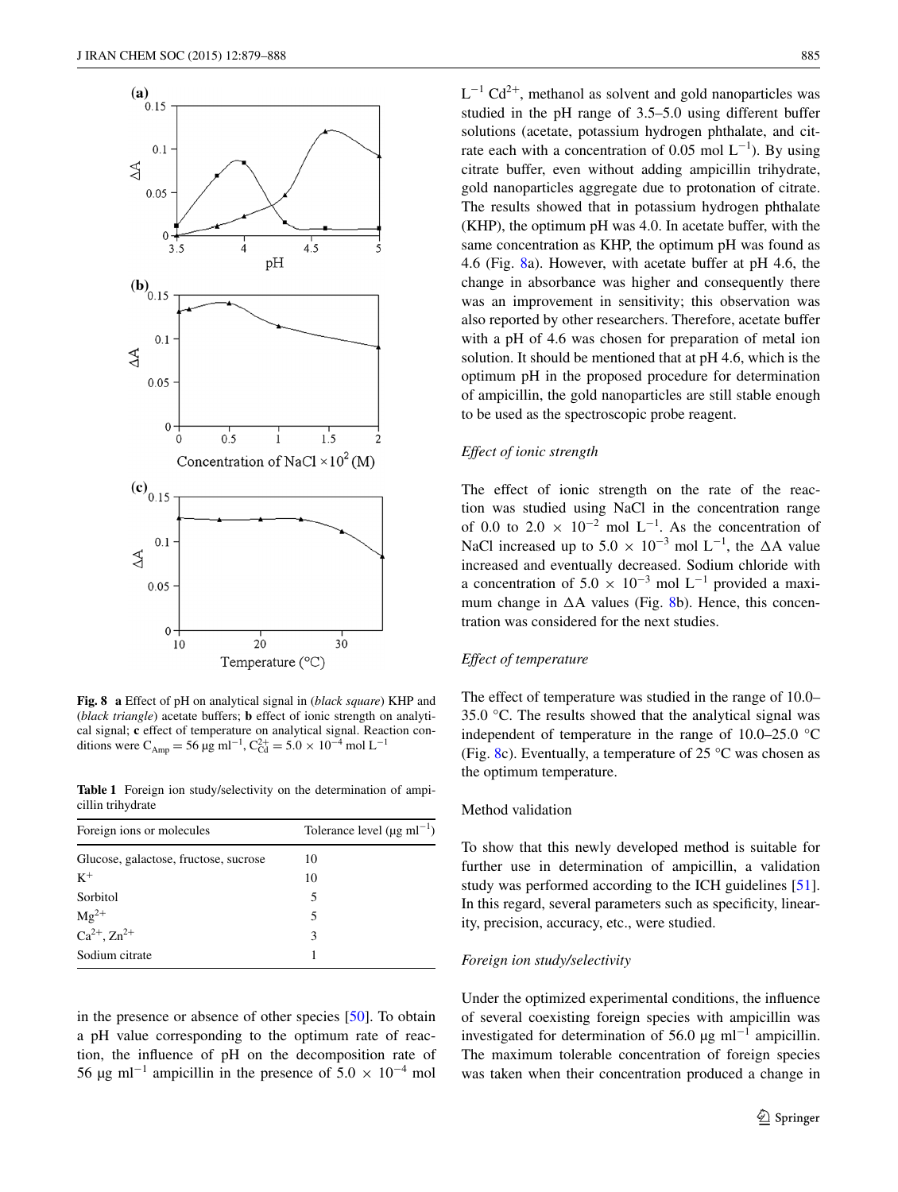**Fig. 8** **a** Effect of pH on analytical signal in (*black square*) KHP and (*black triangle*) acetate buffers; **b** effect of ionic strength on analytical signal; **c** effect of temperature on analytical signal. Reaction conditions were $C_{Amp} = 56$ μg ml$^{-1}$, $C_{Cd}^{2+} = 5.0 \times 10^{-4}$ mol L$^{-1}$

**Table 1** Foreign ion study/selectivity on the determination of ampicillin trihydrate

| Foreign ions or molecules | Tolerance level (μg ml$^{-1}$) |
|---|---|
| Glucose, galactose, fructose, sucrose | 10 |
| $K^+$ | 10 |
| Sorbitol | 5 |
| $Mg^{2+}$ | 5 |
| $Ca^{2+}$, $Zn^{2+}$ | 3 |
| Sodium citrate | 1 |

in the presence or absence of other species [50]. To obtain a pH value corresponding to the optimum rate of reaction, the influence of pH on the decomposition rate of 56 μg ml$^{-1}$ ampicillin in the presence of $5.0 \times 10^{-4}$ mol L$^{-1}$ $Cd^{2+}$, methanol as solvent and gold nanoparticles was studied in the pH range of 3.5–5.0 using different buffer solutions (acetate, potassium hydrogen phthalate, and citrate each with a concentration of 0.05 mol L$^{-1}$). By using citrate buffer, even without adding ampicillin trihydrate, gold nanoparticles aggregate due to protonation of citrate. The results showed that in potassium hydrogen phthalate (KHP), the optimum pH was 4.0. In acetate buffer, with the same concentration as KHP, the optimum pH was found as 4.6 (Fig. 8a). However, with acetate buffer at pH 4.6, the change in absorbance was higher and consequently there was an improvement in sensitivity; this observation was also reported by other researchers. Therefore, acetate buffer with a pH of 4.6 was chosen for preparation of metal ion solution. It should be mentioned that at pH 4.6, which is the optimum pH in the proposed procedure for determination of ampicillin, the gold nanoparticles are still stable enough to be used as the spectroscopic probe reagent.

#### *Effect of ionic strength*

The effect of ionic strength on the rate of the reaction was studied using NaCl in the concentration range of 0.0 to $2.0 \times 10^{-2}$ mol L$^{-1}$. As the concentration of NaCl increased up to $5.0 \times 10^{-3}$ mol L$^{-1}$, the ΔA value increased and eventually decreased. Sodium chloride with a concentration of $5.0 \times 10^{-3}$ mol L$^{-1}$ provided a maximum change in ΔA values (Fig. 8b). Hence, this concentration was considered for the next studies.

#### *Effect of temperature*

The effect of temperature was studied in the range of 10.0–35.0 °C. The results showed that the analytical signal was independent of temperature in the range of 10.0–25.0 °C (Fig. 8c). Eventually, a temperature of 25 °C was chosen as the optimum temperature.

### Method validation

To show that this newly developed method is suitable for further use in determination of ampicillin, a validation study was performed according to the ICH guidelines [51]. In this regard, several parameters such as specificity, linearity, precision, accuracy, etc., were studied.

#### *Foreign ion study/selectivity*

Under the optimized experimental conditions, the influence of several coexisting foreign species with ampicillin was investigated for determination of 56.0 μg ml$^{-1}$ ampicillin. The maximum tolerable concentration of foreign species was taken when their concentration produced a change in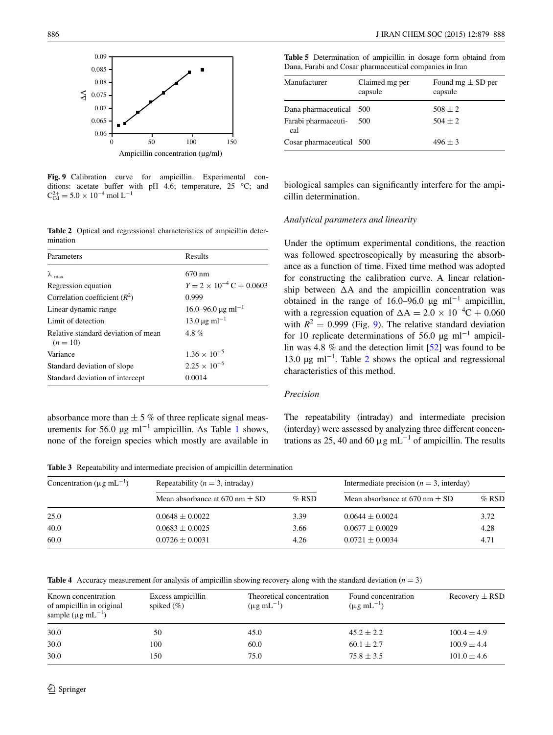**Fig. 9** Calibration curve for ampicillin. Experimental conditions: acetate buffer with pH 4.6; temperature, 25 °C; and $C_{Cd}^{2+} = 5.0 \times 10^{-4}$ mol $L^{-1}$

**Table 2** Optical and regressional characteristics of ampicillin determination

| Parameters | Results |
|---|---|
| $\lambda_{max}$ | 670 nm |
| Regression equation | $Y = 2 \times 10^{-4}$ C + 0.0603 |
| Correlation coefficient ($R^2$) | 0.999 |
| Linear dynamic range | 16.0–96.0 μg $ml^{-1}$ |
| Limit of detection | 13.0 μg $ml^{-1}$ |
| Relative standard deviation of mean ($n = 10$) | 4.8 % |
| Variance | $1.36 \times 10^{-5}$ |
| Standard deviation of slope | $2.25 \times 10^{-6}$ |
| Standard deviation of intercept | 0.0014 |

absorbance more than ± 5 % of three replicate signal measurements for 56.0 μg $ml^{-1}$ ampicillin. As Table 1 shows, none of the foreign species which mostly are available in biological samples can significantly interfere for the ampicillin determination.

**Table 5** Determination of ampicillin in dosage form obtaind from Dana, Farabi and Cosar pharmaceutical companies in Iran

| Manufacturer | Claimed mg per capsule | Found mg ± SD per capsule |
|---|---|---|
| Dana pharmaceutical | 500 | 508 ± 2 |
| Farabi pharmaceutical | 500 | 504 ± 2 |
| Cosar pharmaceutical | 500 | 496 ± 3 |

*Analytical parameters and linearity*

Under the optimum experimental conditions, the reaction was followed spectroscopically by measuring the absorbance as a function of time. Fixed time method was adopted for constructing the calibration curve. A linear relationship between ΔA and the ampicillin concentration was obtained in the range of 16.0–96.0 μg $ml^{-1}$ ampicillin, with a regression equation of $\Delta A = 2.0 \times 10^{-4}C + 0.060$ with $R^2 = 0.999$ (Fig. 9). The relative standard deviation for 10 replicate determinations of 56.0 μg $ml^{-1}$ ampicillin was 4.8 % and the detection limit [52] was found to be 13.0 μg $ml^{-1}$. Table 2 shows the optical and regressional characteristics of this method.

*Precision*

The repeatability (intraday) and intermediate precision (interday) were assessed by analyzing three different concentrations as 25, 40 and 60 μg $mL^{-1}$ of ampicillin. The results

**Table 3** Repeatability and intermediate precision of ampicillin determination

| Concentration (μg $mL^{-1}$) | Repeatability ($n = 3$, intraday) | | Intermediate precision ($n = 3$, interday) | |
|---|---|---|---|---|
| | Mean absorbance at 670 nm ± SD | % RSD | Mean absorbance at 670 nm ± SD | % RSD |
| 25.0 | 0.0648 ± 0.0022 | 3.39 | 0.0644 ± 0.0024 | 3.72 |
| 40.0 | 0.0683 ± 0.0025 | 3.66 | 0.0677 ± 0.0029 | 4.28 |
| 60.0 | 0.0726 ± 0.0031 | 4.26 | 0.0721 ± 0.0034 | 4.71 |

**Table 4** Accuracy measurement for analysis of ampicillin showing recovery along with the standard deviation ($n = 3$)

| Known concentration of ampicillin in original sample (μg $mL^{-1}$) | Excess ampicillin spiked (%) | Theoretical concentration (μg $mL^{-1}$) | Found concentration (μg $mL^{-1}$) | Recovery ± RSD |
|---|---|---|---|---|
| 30.0 | 50 | 45.0 | 45.2 ± 2.2 | 100.4 ± 4.9 |
| 30.0 | 100 | 60.0 | 60.1 ± 2.7 | 100.9 ± 4.4 |
| 30.0 | 150 | 75.0 | 75.8 ± 3.5 | 101.0 ± 4.6 |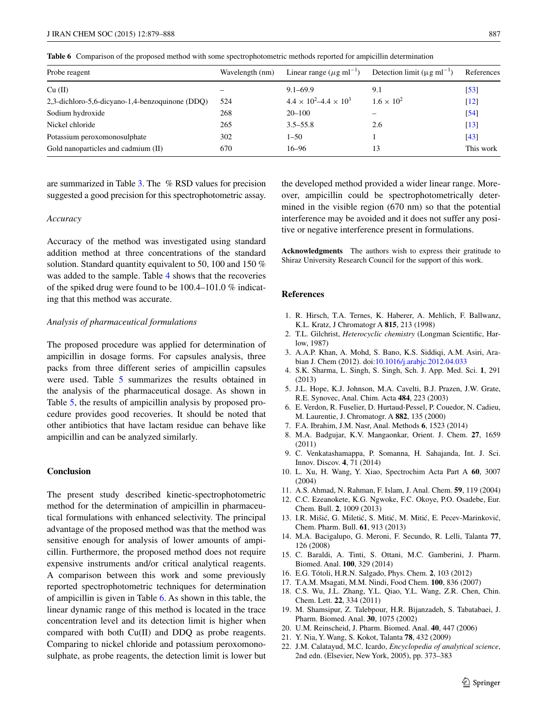Table 6 Comparison of the proposed method with some spectrophotometric methods reported for ampicillin determination

| Probe reagent | Wavelength (nm) | Linear range ($\mu g\ ml^{-1}$) | Detection limit ($\mu g\ ml^{-1}$) | References |
|---|---|---|---|---|
| Cu (II) | – | 9.1–69.9 | 9.1 | [53] |
| 2,3-dichloro-5,6-dicyano-1,4-benzoquinone (DDQ) | 524 | $4.4 \times 10^2$–$4.4 \times 10^3$ | $1.6 \times 10^2$ | [12] |
| Sodium hydroxide | 268 | 20–100 | – | [54] |
| Nickel chloride | 265 | 3.5–55.8 | 2.6 | [13] |
| Potassium peroxomonosulphate | 302 | 1–50 | 1 | [43] |
| Gold nanoparticles and cadmium (II) | 670 | 16–96 | 13 | This work |

are summarized in Table 3. The % RSD values for precision suggested a good precision for this spectrophotometric assay.

*Accuracy*

Accuracy of the method was investigated using standard addition method at three concentrations of the standard solution. Standard quantity equivalent to 50, 100 and 150 % was added to the sample. Table 4 shows that the recoveries of the spiked drug were found to be 100.4–101.0 % indicating that this method was accurate.

*Analysis of pharmaceutical formulations*

The proposed procedure was applied for determination of ampicillin in dosage forms. For capsules analysis, three packs from three different series of ampicillin capsules were used. Table 5 summarizes the results obtained in the analysis of the pharmaceutical dosage. As shown in Table 5, the results of ampicillin analysis by proposed procedure provides good recoveries. It should be noted that other antibiotics that have lactam residue can behave like ampicillin and can be analyzed similarly.

## Conclusion

The present study described kinetic-spectrophotometric method for the determination of ampicillin in pharmaceutical formulations with enhanced selectivity. The principal advantage of the proposed method was that the method was sensitive enough for analysis of lower amounts of ampicillin. Furthermore, the proposed method does not require expensive instruments and/or critical analytical reagents. A comparison between this work and some previously reported spectrophotometric techniques for determination of ampicillin is given in Table 6. As shown in this table, the linear dynamic range of this method is located in the trace concentration level and its detection limit is higher when compared with both Cu(II) and DDQ as probe reagents. Comparing to nickel chloride and potassium peroxomonosulphate, as probe reagents, the detection limit is lower but the developed method provided a wider linear range. Moreover, ampicillin could be spectrophotometrically determined in the visible region (670 nm) so that the potential interference may be avoided and it does not suffer any positive or negative interference present in formulations.

**Acknowledgments** The authors wish to express their gratitude to Shiraz University Research Council for the support of this work.

## References

1. R. Hirsch, T.A. Ternes, K. Haberer, A. Mehlich, F. Ballwanz, K.L. Kratz, J Chromatogr A **815**, 213 (1998)
2. T.L. Gilchrist, *Heterocyclic chemistry* (Longman Scientific, Harlow, 1987)
3. A.A.P. Khan, A. Mohd, S. Bano, K.S. Siddiqi, A.M. Asiri, Arabian J. Chem (2012). doi:10.1016/j.arabjc.2012.04.033
4. S.K. Sharma, L. Singh, S. Singh, Sch. J. App. Med. Sci. **1**, 291 (2013)
5. J.L. Hope, K.J. Johnson, M.A. Cavelti, B.J. Prazen, J.W. Grate, R.E. Synovec, Anal. Chim. Acta **484**, 223 (2003)
6. E. Verdon, R. Fuselier, D. Hurtaud-Pessel, P. Couedor, N. Cadieu, M. Laurentie, J. Chromatogr. A **882**, 135 (2000)
7. F.A. Ibrahim, J.M. Nasr, Anal. Methods **6**, 1523 (2014)
8. M.A. Badgujar, K.V. Mangaonkar, Orient. J. Chem. **27**, 1659 (2011)
9. C. Venkatashamappa, P. Somanna, H. Sahajanda, Int. J. Sci. Innov. Discov. **4**, 71 (2014)
10. L. Xu, H. Wang, Y. Xiao, Spectrochim Acta Part A **60**, 3007 (2004)
11. A.S. Ahmad, N. Rahman, F. Islam, J. Anal. Chem. **59**, 119 (2004)
12. C.C. Ezeanokete, K.G. Ngwoke, F.C. Okoye, P.O. Osadebe, Eur. Chem. Bull. **2**, 1009 (2013)
13. I.R. Mišić, G. Miletić, S. Mitić, M. Mitić, E. Pecev-Marinković, Chem. Pharm. Bull. **61**, 913 (2013)
14. M.A. Bacigalupo, G. Meroni, F. Secundo, R. Lelli, Talanta **77**, 126 (2008)
15. C. Baraldi, A. Tinti, S. Ottani, M.C. Gamberini, J. Pharm. Biomed. Anal. **100**, 329 (2014)
16. E.G. Tótoli, H.R.N. Salgado, Phys. Chem. **2**, 103 (2012)
17. T.A.M. Msagati, M.M. Nindi, Food Chem. **100**, 836 (2007)
18. C.S. Wu, J.L. Zhang, Y.L. Qiao, Y.L. Wang, Z.R. Chen, Chin. Chem. Lett. **22**, 334 (2011)
19. M. Shamsipur, Z. Talebpour, H.R. Bijanzadeh, S. Tabatabaei, J. Pharm. Biomed. Anal. **30**, 1075 (2002)
20. U.M. Reinscheid, J. Pharm. Biomed. Anal. **40**, 447 (2006)
21. Y. Nia, Y. Wang, S. Kokot, Talanta **78**, 432 (2009)
22. J.M. Calatayud, M.C. Icardo, *Encyclopedia of analytical science*, 2nd edn. (Elsevier, New York, 2005), pp. 373–383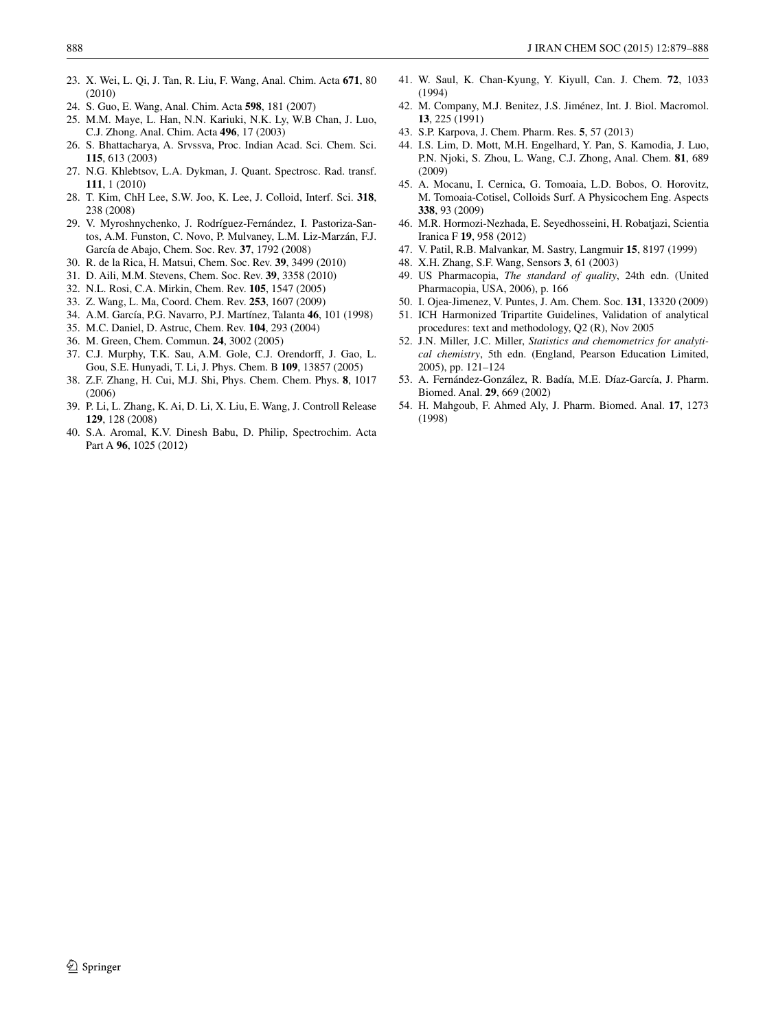23. X. Wei, L. Qi, J. Tan, R. Liu, F. Wang, Anal. Chim. Acta **671**, 80 (2010)
24. S. Guo, E. Wang, Anal. Chim. Acta **598**, 181 (2007)
25. M.M. Maye, L. Han, N.N. Kariuki, N.K. Ly, W.B Chan, J. Luo, C.J. Zhong. Anal. Chim. Acta **496**, 17 (2003)
26. S. Bhattacharya, A. Srvssva, Proc. Indian Acad. Sci. Chem. Sci. **115**, 613 (2003)
27. N.G. Khlebtsov, L.A. Dykman, J. Quant. Spectrosc. Rad. transf. **111**, 1 (2010)
28. T. Kim, ChH Lee, S.W. Joo, K. Lee, J. Colloid, Interf. Sci. **318**, 238 (2008)
29. V. Myroshnychenko, J. Rodríguez-Fernández, I. Pastoriza-Santos, A.M. Funston, C. Novo, P. Mulvaney, L.M. Liz-Marzán, F.J. García de Abajo, Chem. Soc. Rev. **37**, 1792 (2008)
30. R. de la Rica, H. Matsui, Chem. Soc. Rev. **39**, 3499 (2010)
31. D. Aili, M.M. Stevens, Chem. Soc. Rev. **39**, 3358 (2010)
32. N.L. Rosi, C.A. Mirkin, Chem. Rev. **105**, 1547 (2005)
33. Z. Wang, L. Ma, Coord. Chem. Rev. **253**, 1607 (2009)
34. A.M. García, P.G. Navarro, P.J. Martínez, Talanta **46**, 101 (1998)
35. M.C. Daniel, D. Astruc, Chem. Rev. **104**, 293 (2004)
36. M. Green, Chem. Commun. **24**, 3002 (2005)
37. C.J. Murphy, T.K. Sau, A.M. Gole, C.J. Orendorff, J. Gao, L. Gou, S.E. Hunyadi, T. Li, J. Phys. Chem. B **109**, 13857 (2005)
38. Z.F. Zhang, H. Cui, M.J. Shi, Phys. Chem. Chem. Phys. **8**, 1017 (2006)
39. P. Li, L. Zhang, K. Ai, D. Li, X. Liu, E. Wang, J. Controll Release **129**, 128 (2008)
40. S.A. Aromal, K.V. Dinesh Babu, D. Philip, Spectrochim. Acta Part A **96**, 1025 (2012)
41. W. Saul, K. Chan-Kyung, Y. Kiyull, Can. J. Chem. **72**, 1033 (1994)
42. M. Company, M.J. Benitez, J.S. Jiménez, Int. J. Biol. Macromol. **13**, 225 (1991)
43. S.P. Karpova, J. Chem. Pharm. Res. **5**, 57 (2013)
44. I.S. Lim, D. Mott, M.H. Engelhard, Y. Pan, S. Kamodia, J. Luo, P.N. Njoki, S. Zhou, L. Wang, C.J. Zhong, Anal. Chem. **81**, 689 (2009)
45. A. Mocanu, I. Cernica, G. Tomoaia, L.D. Bobos, O. Horovitz, M. Tomoaia-Cotisel, Colloids Surf. A Physicochem Eng. Aspects **338**, 93 (2009)
46. M.R. Hormozi-Nezhada, E. Seyedhosseini, H. Robatjazi, Scientia Iranica F **19**, 958 (2012)
47. V. Patil, R.B. Malvankar, M. Sastry, Langmuir **15**, 8197 (1999)
48. X.H. Zhang, S.F. Wang, Sensors **3**, 61 (2003)
49. US Pharmacopia, *The standard of quality*, 24th edn. (United Pharmacopia, USA, 2006), p. 166
50. I. Ojea-Jimenez, V. Puntes, J. Am. Chem. Soc. **131**, 13320 (2009)
51. ICH Harmonized Tripartite Guidelines, Validation of analytical procedures: text and methodology, Q2 (R), Nov 2005
52. J.N. Miller, J.C. Miller, *Statistics and chemometrics for analytical chemistry*, 5th edn. (England, Pearson Education Limited, 2005), pp. 121–124
53. A. Fernández-González, R. Badía, M.E. Díaz-García, J. Pharm. Biomed. Anal. **29**, 669 (2002)
54. H. Mahgoub, F. Ahmed Aly, J. Pharm. Biomed. Anal. **17**, 1273 (1998)